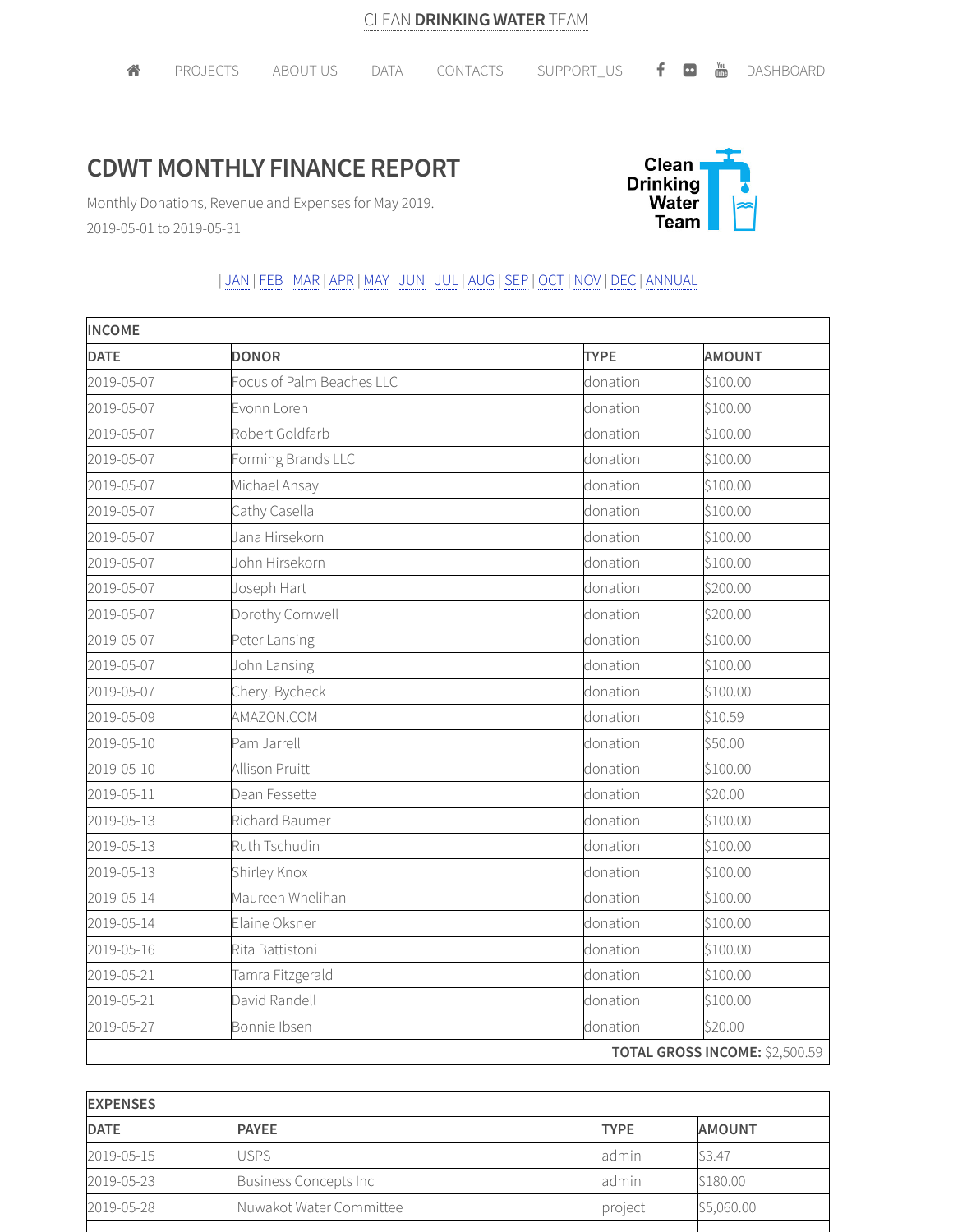CLEAN **DRINKING WATER** TEAM

PROJECTS | ABOUT US | DATA | CONTACTS | SUPPORT_US | DASHBOARD

# CDWT MONTHLY FINANCE REPORT

Monthly Donations, Revenue and Expenses for May 2019.

2019-05-01 to 2019-05-31

| JAN | FEB | MAR | APR | MAY | JUN | JUL | AUG | SEP | OCT | NOV | DEC | ANNUAL

| INCOME | | | |
|---|---|---|---|
| **DATE** | **DONOR** | **TYPE** | **AMOUNT** |
| 2019-05-07 | Focus of Palm Beaches LLC | donation | $100.00 |
| 2019-05-07 | Evonn Loren | donation | $100.00 |
| 2019-05-07 | Robert Goldfarb | donation | $100.00 |
| 2019-05-07 | Forming Brands LLC | donation | $100.00 |
| 2019-05-07 | Michael Ansay | donation | $100.00 |
| 2019-05-07 | Cathy Casella | donation | $100.00 |
| 2019-05-07 | Jana Hirsekorn | donation | $100.00 |
| 2019-05-07 | John Hirsekorn | donation | $100.00 |
| 2019-05-07 | Joseph Hart | donation | $200.00 |
| 2019-05-07 | Dorothy Cornwell | donation | $200.00 |
| 2019-05-07 | Peter Lansing | donation | $100.00 |
| 2019-05-07 | John Lansing | donation | $100.00 |
| 2019-05-07 | Cheryl Bycheck | donation | $100.00 |
| 2019-05-09 | AMAZON.COM | donation | $10.59 |
| 2019-05-10 | Pam Jarrell | donation | $50.00 |
| 2019-05-10 | Allison Pruitt | donation | $100.00 |
| 2019-05-11 | Dean Fessette | donation | $20.00 |
| 2019-05-13 | Richard Baumer | donation | $100.00 |
| 2019-05-13 | Ruth Tschudin | donation | $100.00 |
| 2019-05-13 | Shirley Knox | donation | $100.00 |
| 2019-05-14 | Maureen Whelihan | donation | $100.00 |
| 2019-05-14 | Elaine Oksner | donation | $100.00 |
| 2019-05-16 | Rita Battistoni | donation | $100.00 |
| 2019-05-21 | Tamra Fitzgerald | donation | $100.00 |
| 2019-05-21 | David Randell | donation | $100.00 |
| 2019-05-27 | Bonnie Ibsen | donation | $20.00 |
| | | | **TOTAL GROSS INCOME:** $2,500.59 |

| EXPENSES | | | |
|---|---|---|---|
| **DATE** | **PAYEE** | **TYPE** | **AMOUNT** |
| 2019-05-15 | USPS | admin | $3.47 |
| 2019-05-23 | Business Concepts Inc | admin | $180.00 |
| 2019-05-28 | Nuwakot Water Committee | project | $5,060.00 |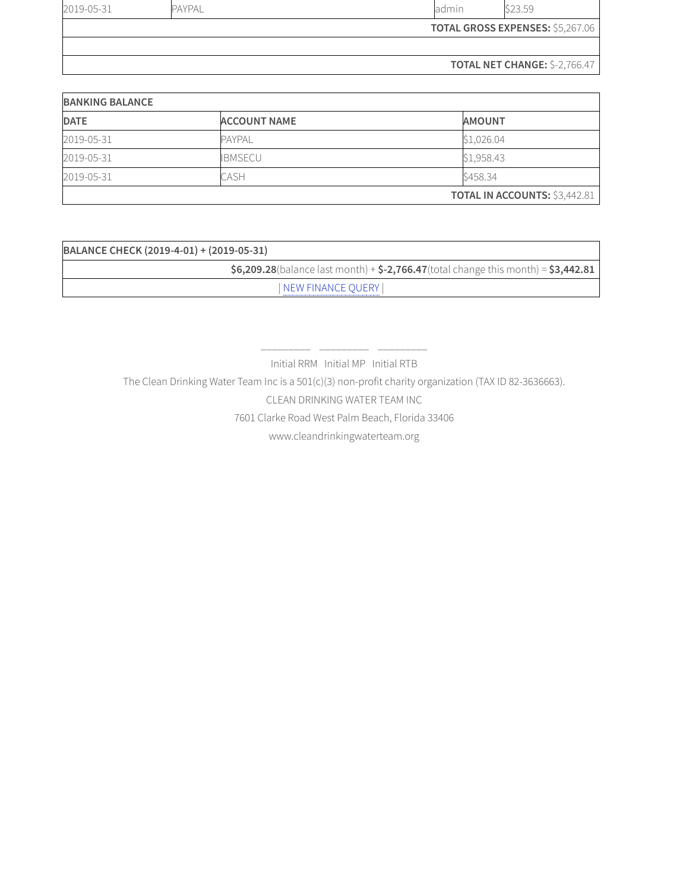| | | | |
|---|---|---|---|
| 2019-05-31 | PAYPAL | admin | $23.59 |
| | | | **TOTAL GROSS EXPENSES:** $5,267.06 |
| | | | |
| | | | **TOTAL NET CHANGE:** $-2,766.47 |

| **BANKING BALANCE** | | |
|---|---|---|
| **DATE** | **ACCOUNT NAME** | **AMOUNT** |
| 2019-05-31 | PAYPAL | $1,026.04 |
| 2019-05-31 | IBMSECU | $1,958.43 |
| 2019-05-31 | CASH | $458.34 |
| | | **TOTAL IN ACCOUNTS:** $3,442.81 |

| **BALANCE CHECK (2019-4-01) + (2019-05-31)** |
|---|
| **$6,209.28**(balance last month) + **$-2,766.47**(total change this month) = **$3,442.81** |
| \| NEW FINANCE QUERY \| |

_________ _________ _________

Initial RRM Initial MP Initial RTB

The Clean Drinking Water Team Inc is a 501(c)(3) non-profit charity organization (TAX ID 82-3636663).

CLEAN DRINKING WATER TEAM INC

7601 Clarke Road West Palm Beach, Florida 33406

www.cleandrinkingwaterteam.org